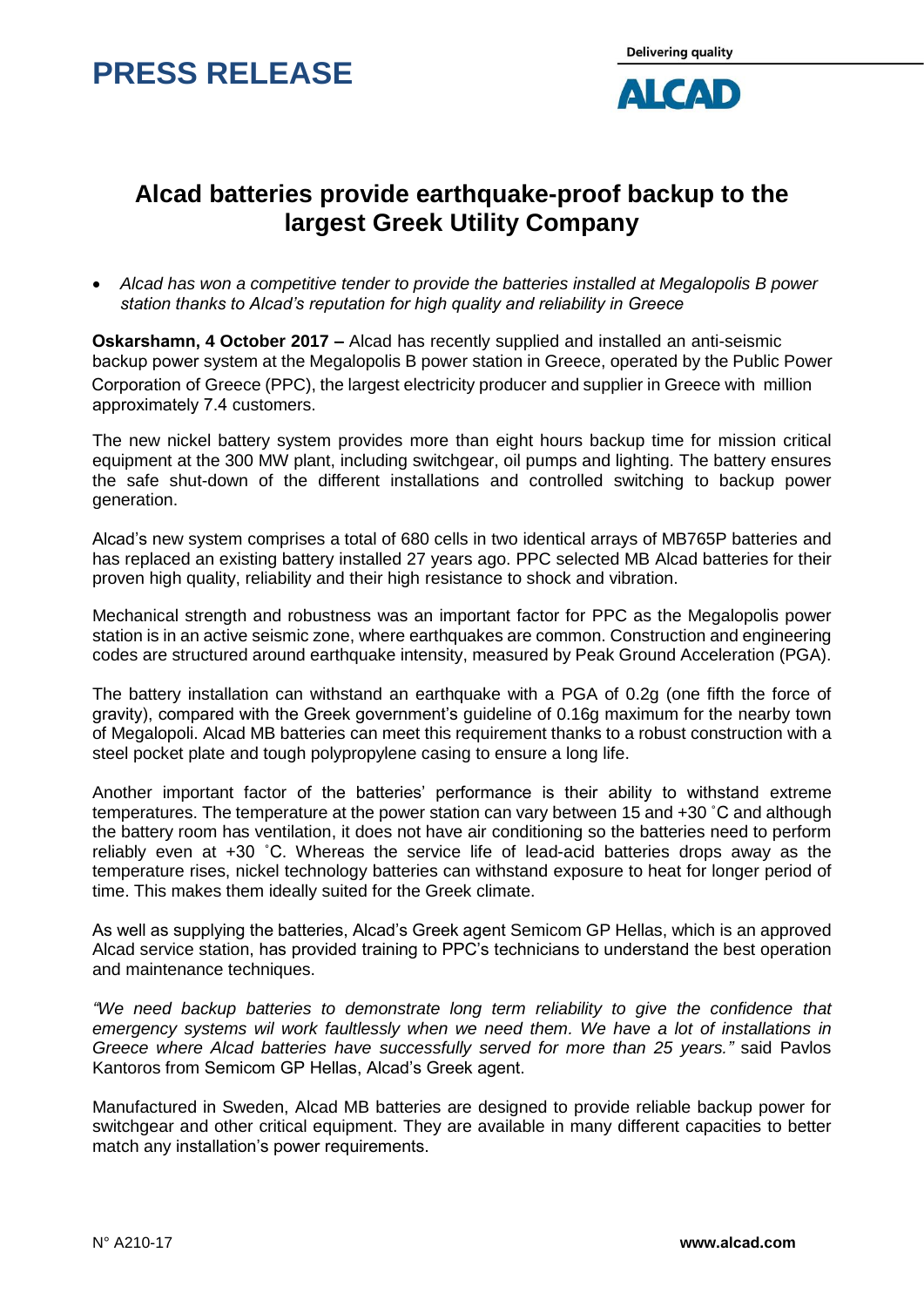# PRESS RELEASE

Delivering quality

ALCAD

## Alcad batteries provide earthquake-proof backup to the largest Greek Utility Company

- *Alcad has won a competitive tender to provide the batteries installed at Megalopolis B power station thanks to Alcad's reputation for high quality and reliability in Greece*

**Oskarshamn, 4 October 2017 –** Alcad has recently supplied and installed an anti-seismic backup power system at the Megalopolis B power station in Greece, operated by the Public Power Corporation of Greece (PPC), the largest electricity producer and supplier in Greece with million approximately 7.4 customers.

The new nickel battery system provides more than eight hours backup time for mission critical equipment at the 300 MW plant, including switchgear, oil pumps and lighting. The battery ensures the safe shut-down of the different installations and controlled switching to backup power generation.

Alcad's new system comprises a total of 680 cells in two identical arrays of MB765P batteries and has replaced an existing battery installed 27 years ago. PPC selected MB Alcad batteries for their proven high quality, reliability and their high resistance to shock and vibration.

Mechanical strength and robustness was an important factor for PPC as the Megalopolis power station is in an active seismic zone, where earthquakes are common. Construction and engineering codes are structured around earthquake intensity, measured by Peak Ground Acceleration (PGA).

The battery installation can withstand an earthquake with a PGA of 0.2g (one fifth the force of gravity), compared with the Greek government's guideline of 0.16g maximum for the nearby town of Megalopoli. Alcad MB batteries can meet this requirement thanks to a robust construction with a steel pocket plate and tough polypropylene casing to ensure a long life.

Another important factor of the batteries' performance is their ability to withstand extreme temperatures. The temperature at the power station can vary between 15 and +30 ˚C and although the battery room has ventilation, it does not have air conditioning so the batteries need to perform reliably even at +30 ˚C. Whereas the service life of lead-acid batteries drops away as the temperature rises, nickel technology batteries can withstand exposure to heat for longer period of time. This makes them ideally suited for the Greek climate.

As well as supplying the batteries, Alcad's Greek agent Semicom GP Hellas, which is an approved Alcad service station, has provided training to PPC's technicians to understand the best operation and maintenance techniques.

*"We need backup batteries to demonstrate long term reliability to give the confidence that emergency systems wil work faultlessly when we need them. We have a lot of installations in Greece where Alcad batteries have successfully served for more than 25 years."* said Pavlos Kantoros from Semicom GP Hellas, Alcad's Greek agent.

Manufactured in Sweden, Alcad MB batteries are designed to provide reliable backup power for switchgear and other critical equipment. They are available in many different capacities to better match any installation's power requirements.

N° A210-17

**www.alcad.com**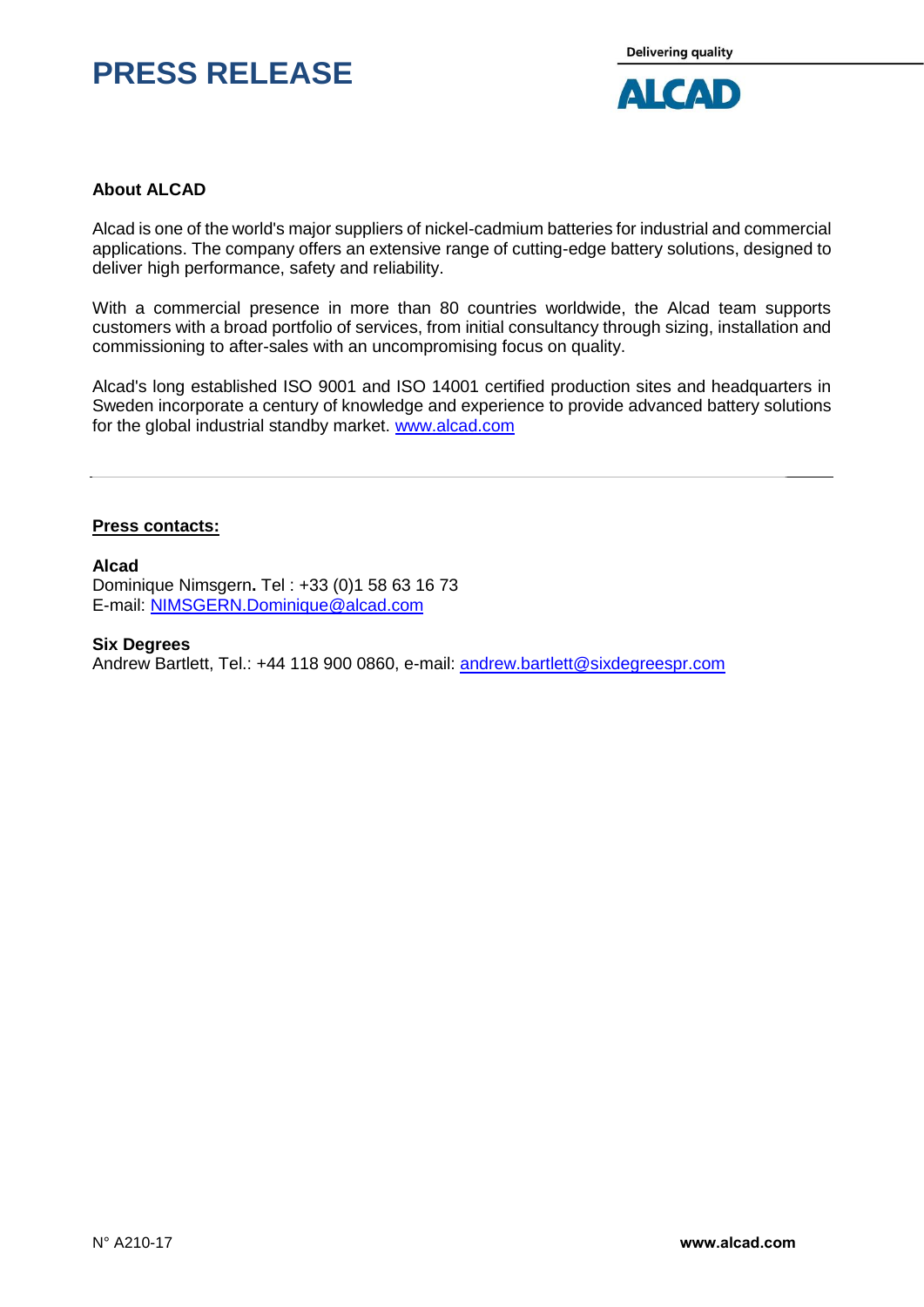# PRESS RELEASE

**About ALCAD**

Alcad is one of the world's major suppliers of nickel-cadmium batteries for industrial and commercial applications. The company offers an extensive range of cutting-edge battery solutions, designed to deliver high performance, safety and reliability.

With a commercial presence in more than 80 countries worldwide, the Alcad team supports customers with a broad portfolio of services, from initial consultancy through sizing, installation and commissioning to after-sales with an uncompromising focus on quality.

Alcad's long established ISO 9001 and ISO 14001 certified production sites and headquarters in Sweden incorporate a century of knowledge and experience to provide advanced battery solutions for the global industrial standby market. www.alcad.com

---

**Press contacts:**

**Alcad**
Dominique Nimsgern**.** Tel : +33 (0)1 58 63 16 73
E-mail: NIMSGERN.Dominique@alcad.com

**Six Degrees**
Andrew Bartlett, Tel.: +44 118 900 0860, e-mail: andrew.bartlett@sixdegreespr.com

N° A210-17